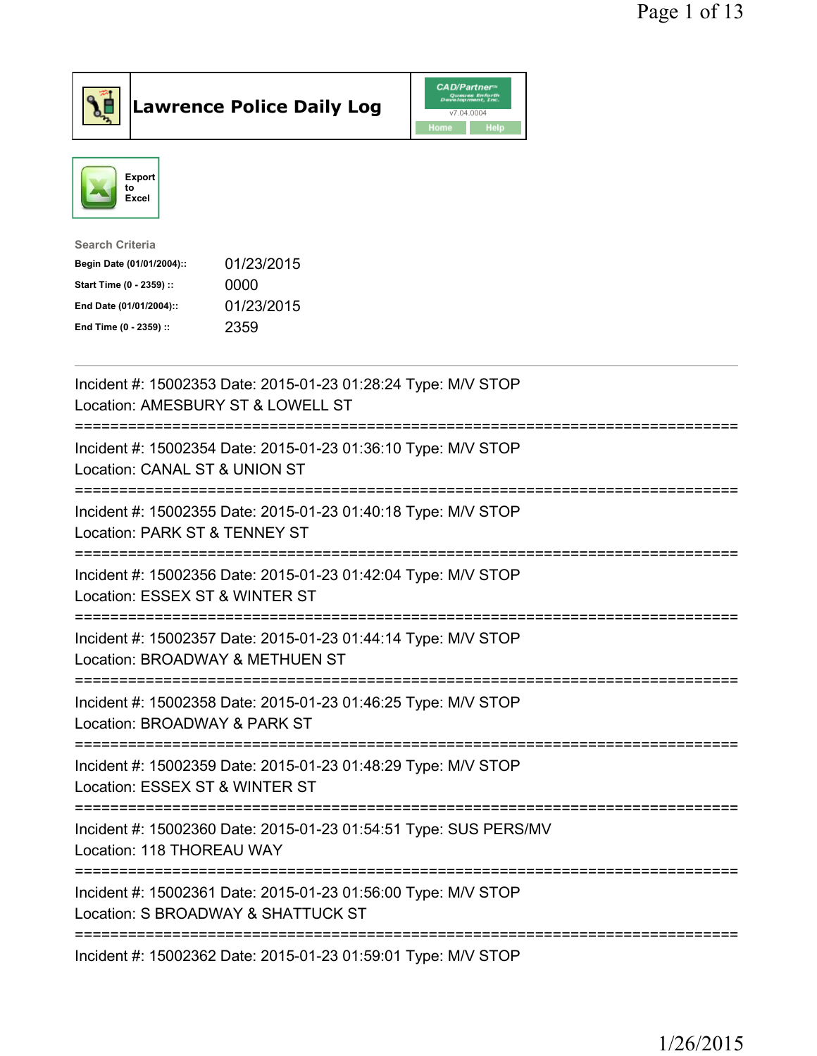# Lawrence Police Daily Log

Export to Excel

**Search Criteria**

| | |
|---|---|
| **Begin Date (01/01/2004)::** | 01/23/2015 |
| **Start Time (0 - 2359) ::** | 0000 |
| **End Date (01/01/2004)::** | 01/23/2015 |
| **End Time (0 - 2359) ::** | 2359 |

---

Incident #: 15002353 Date: 2015-01-23 01:28:24 Type: M/V STOP
Location: AMESBURY ST & LOWELL ST

===========================================================================

Incident #: 15002354 Date: 2015-01-23 01:36:10 Type: M/V STOP
Location: CANAL ST & UNION ST

===========================================================================

Incident #: 15002355 Date: 2015-01-23 01:40:18 Type: M/V STOP
Location: PARK ST & TENNEY ST

===========================================================================

Incident #: 15002356 Date: 2015-01-23 01:42:04 Type: M/V STOP
Location: ESSEX ST & WINTER ST

===========================================================================

Incident #: 15002357 Date: 2015-01-23 01:44:14 Type: M/V STOP
Location: BROADWAY & METHUEN ST

===========================================================================

Incident #: 15002358 Date: 2015-01-23 01:46:25 Type: M/V STOP
Location: BROADWAY & PARK ST

===========================================================================

Incident #: 15002359 Date: 2015-01-23 01:48:29 Type: M/V STOP
Location: ESSEX ST & WINTER ST

===========================================================================

Incident #: 15002360 Date: 2015-01-23 01:54:51 Type: SUS PERS/MV
Location: 118 THOREAU WAY

===========================================================================

Incident #: 15002361 Date: 2015-01-23 01:56:00 Type: M/V STOP
Location: S BROADWAY & SHATTUCK ST

===========================================================================

Incident #: 15002362 Date: 2015-01-23 01:59:01 Type: M/V STOP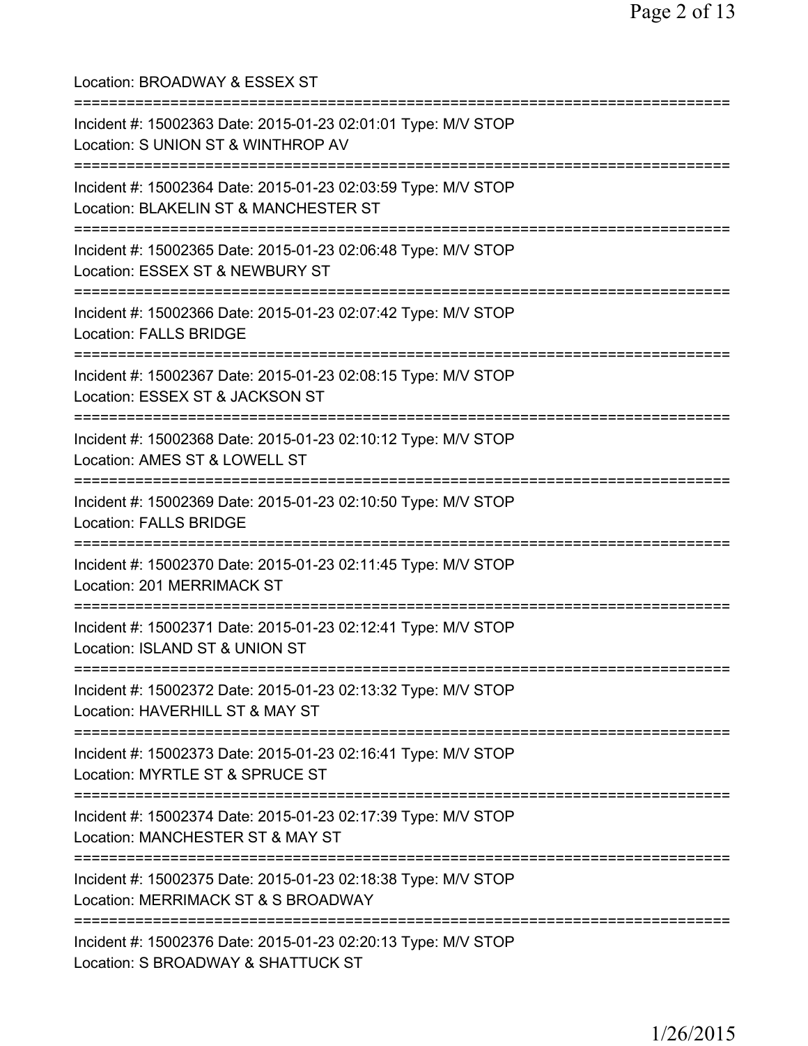Location: BROADWAY & ESSEX ST

===========================================================================

Incident #: 15002363 Date: 2015-01-23 02:01:01 Type: M/V STOP
Location: S UNION ST & WINTHROP AV

===========================================================================

Incident #: 15002364 Date: 2015-01-23 02:03:59 Type: M/V STOP
Location: BLAKELIN ST & MANCHESTER ST

===========================================================================

Incident #: 15002365 Date: 2015-01-23 02:06:48 Type: M/V STOP
Location: ESSEX ST & NEWBURY ST

===========================================================================

Incident #: 15002366 Date: 2015-01-23 02:07:42 Type: M/V STOP
Location: FALLS BRIDGE

===========================================================================

Incident #: 15002367 Date: 2015-01-23 02:08:15 Type: M/V STOP
Location: ESSEX ST & JACKSON ST

===========================================================================

Incident #: 15002368 Date: 2015-01-23 02:10:12 Type: M/V STOP
Location: AMES ST & LOWELL ST

===========================================================================

Incident #: 15002369 Date: 2015-01-23 02:10:50 Type: M/V STOP
Location: FALLS BRIDGE

===========================================================================

Incident #: 15002370 Date: 2015-01-23 02:11:45 Type: M/V STOP
Location: 201 MERRIMACK ST

===========================================================================

Incident #: 15002371 Date: 2015-01-23 02:12:41 Type: M/V STOP
Location: ISLAND ST & UNION ST

===========================================================================

Incident #: 15002372 Date: 2015-01-23 02:13:32 Type: M/V STOP
Location: HAVERHILL ST & MAY ST

===========================================================================

Incident #: 15002373 Date: 2015-01-23 02:16:41 Type: M/V STOP
Location: MYRTLE ST & SPRUCE ST

===========================================================================

Incident #: 15002374 Date: 2015-01-23 02:17:39 Type: M/V STOP
Location: MANCHESTER ST & MAY ST

===========================================================================

Incident #: 15002375 Date: 2015-01-23 02:18:38 Type: M/V STOP
Location: MERRIMACK ST & S BROADWAY

===========================================================================

Incident #: 15002376 Date: 2015-01-23 02:20:13 Type: M/V STOP
Location: S BROADWAY & SHATTUCK ST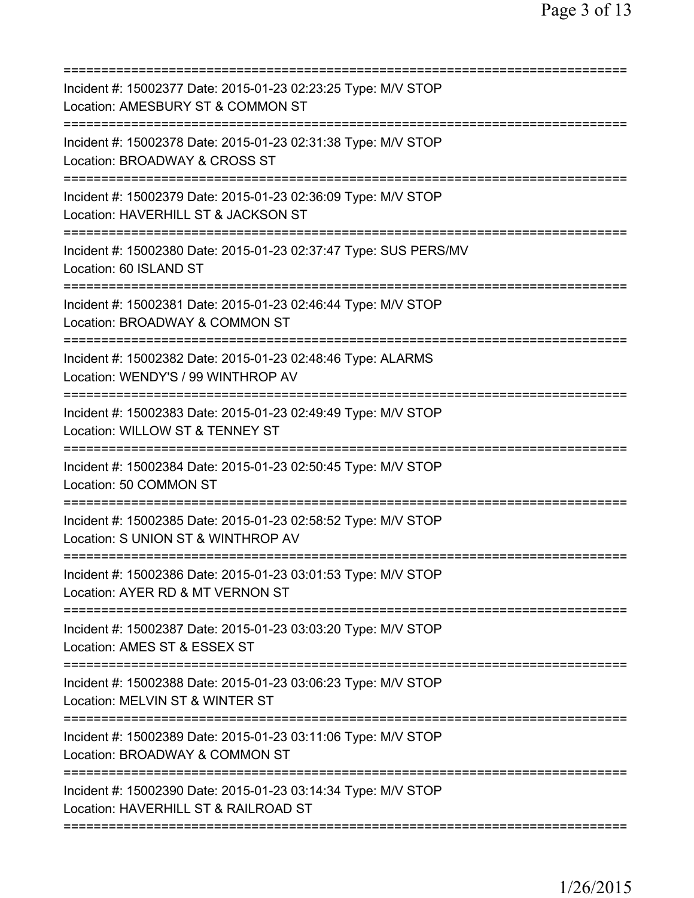===========================================================================
Incident #: 15002377 Date: 2015-01-23 02:23:25 Type: M/V STOP
Location: AMESBURY ST & COMMON ST
===========================================================================
Incident #: 15002378 Date: 2015-01-23 02:31:38 Type: M/V STOP
Location: BROADWAY & CROSS ST
===========================================================================
Incident #: 15002379 Date: 2015-01-23 02:36:09 Type: M/V STOP
Location: HAVERHILL ST & JACKSON ST
===========================================================================
Incident #: 15002380 Date: 2015-01-23 02:37:47 Type: SUS PERS/MV
Location: 60 ISLAND ST
===========================================================================
Incident #: 15002381 Date: 2015-01-23 02:46:44 Type: M/V STOP
Location: BROADWAY & COMMON ST
===========================================================================
Incident #: 15002382 Date: 2015-01-23 02:48:46 Type: ALARMS
Location: WENDY'S / 99 WINTHROP AV
===========================================================================
Incident #: 15002383 Date: 2015-01-23 02:49:49 Type: M/V STOP
Location: WILLOW ST & TENNEY ST
===========================================================================
Incident #: 15002384 Date: 2015-01-23 02:50:45 Type: M/V STOP
Location: 50 COMMON ST
===========================================================================
Incident #: 15002385 Date: 2015-01-23 02:58:52 Type: M/V STOP
Location: S UNION ST & WINTHROP AV
===========================================================================
Incident #: 15002386 Date: 2015-01-23 03:01:53 Type: M/V STOP
Location: AYER RD & MT VERNON ST
===========================================================================
Incident #: 15002387 Date: 2015-01-23 03:03:20 Type: M/V STOP
Location: AMES ST & ESSEX ST
===========================================================================
Incident #: 15002388 Date: 2015-01-23 03:06:23 Type: M/V STOP
Location: MELVIN ST & WINTER ST
===========================================================================
Incident #: 15002389 Date: 2015-01-23 03:11:06 Type: M/V STOP
Location: BROADWAY & COMMON ST
===========================================================================
Incident #: 15002390 Date: 2015-01-23 03:14:34 Type: M/V STOP
Location: HAVERHILL ST & RAILROAD ST
===========================================================================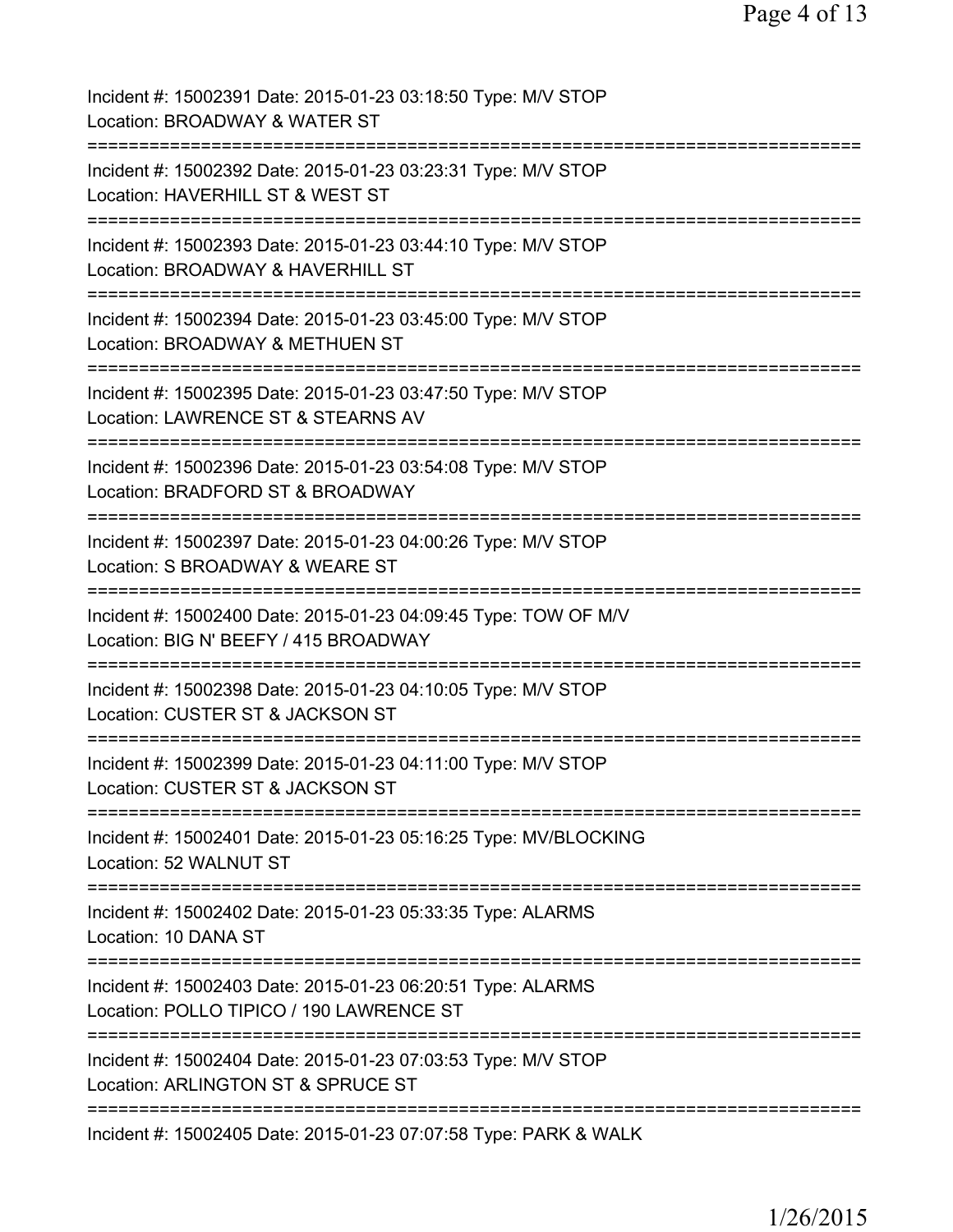Incident #: 15002391 Date: 2015-01-23 03:18:50 Type: M/V STOP
Location: BROADWAY & WATER ST

===========================================================================

Incident #: 15002392 Date: 2015-01-23 03:23:31 Type: M/V STOP
Location: HAVERHILL ST & WEST ST

===========================================================================

Incident #: 15002393 Date: 2015-01-23 03:44:10 Type: M/V STOP
Location: BROADWAY & HAVERHILL ST

===========================================================================

Incident #: 15002394 Date: 2015-01-23 03:45:00 Type: M/V STOP
Location: BROADWAY & METHUEN ST

===========================================================================

Incident #: 15002395 Date: 2015-01-23 03:47:50 Type: M/V STOP
Location: LAWRENCE ST & STEARNS AV

===========================================================================

Incident #: 15002396 Date: 2015-01-23 03:54:08 Type: M/V STOP
Location: BRADFORD ST & BROADWAY

===========================================================================

Incident #: 15002397 Date: 2015-01-23 04:00:26 Type: M/V STOP
Location: S BROADWAY & WEARE ST

===========================================================================

Incident #: 15002400 Date: 2015-01-23 04:09:45 Type: TOW OF M/V
Location: BIG N' BEEFY / 415 BROADWAY

===========================================================================

Incident #: 15002398 Date: 2015-01-23 04:10:05 Type: M/V STOP
Location: CUSTER ST & JACKSON ST

===========================================================================

Incident #: 15002399 Date: 2015-01-23 04:11:00 Type: M/V STOP
Location: CUSTER ST & JACKSON ST

===========================================================================

Incident #: 15002401 Date: 2015-01-23 05:16:25 Type: MV/BLOCKING
Location: 52 WALNUT ST

===========================================================================

Incident #: 15002402 Date: 2015-01-23 05:33:35 Type: ALARMS
Location: 10 DANA ST

===========================================================================

Incident #: 15002403 Date: 2015-01-23 06:20:51 Type: ALARMS
Location: POLLO TIPICO / 190 LAWRENCE ST

===========================================================================

Incident #: 15002404 Date: 2015-01-23 07:03:53 Type: M/V STOP
Location: ARLINGTON ST & SPRUCE ST

===========================================================================

Incident #: 15002405 Date: 2015-01-23 07:07:58 Type: PARK & WALK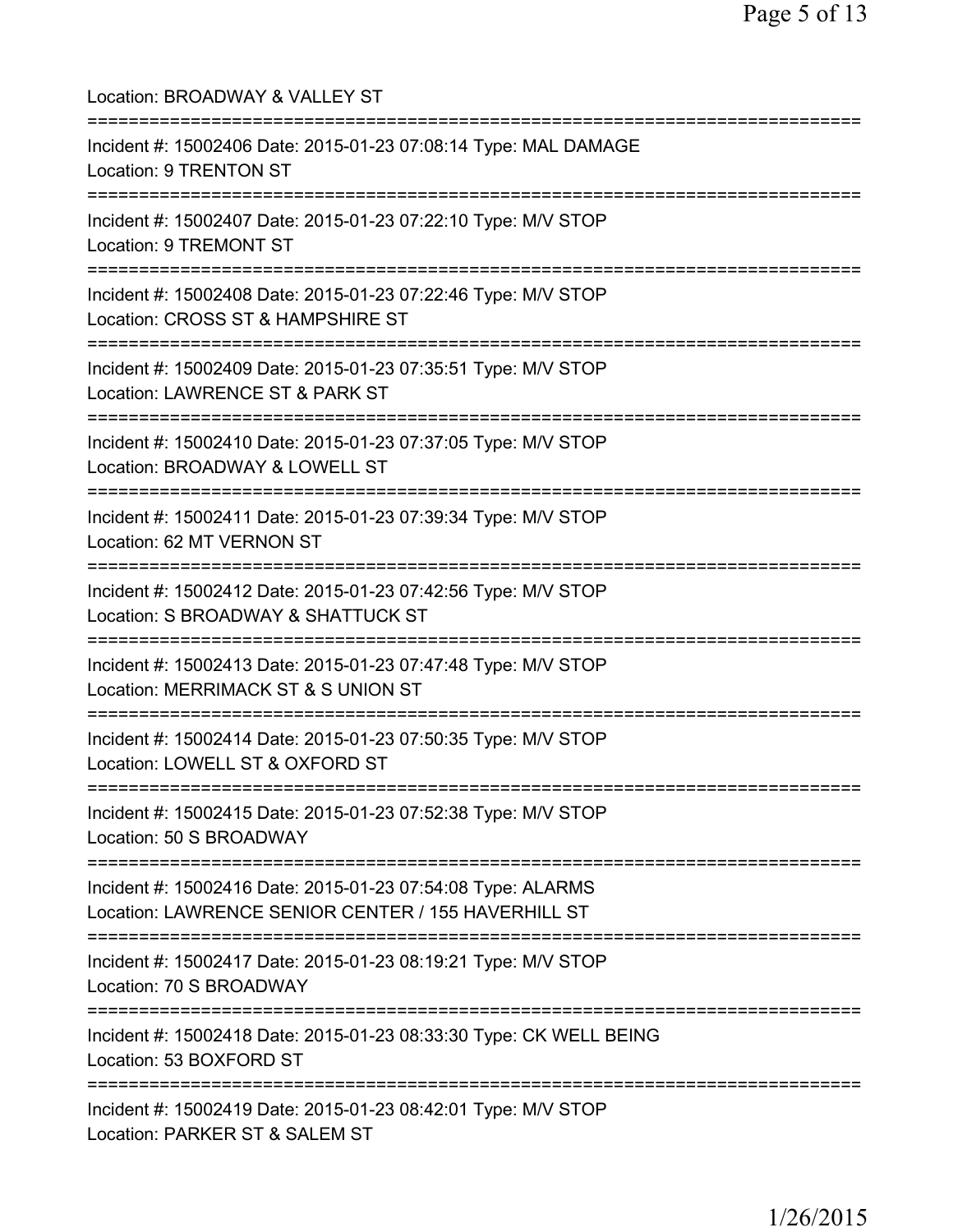Location: BROADWAY & VALLEY ST

===========================================================================

Incident #: 15002406 Date: 2015-01-23 07:08:14 Type: MAL DAMAGE
Location: 9 TRENTON ST

===========================================================================

Incident #: 15002407 Date: 2015-01-23 07:22:10 Type: M/V STOP
Location: 9 TREMONT ST

===========================================================================

Incident #: 15002408 Date: 2015-01-23 07:22:46 Type: M/V STOP
Location: CROSS ST & HAMPSHIRE ST

===========================================================================

Incident #: 15002409 Date: 2015-01-23 07:35:51 Type: M/V STOP
Location: LAWRENCE ST & PARK ST

===========================================================================

Incident #: 15002410 Date: 2015-01-23 07:37:05 Type: M/V STOP
Location: BROADWAY & LOWELL ST

===========================================================================

Incident #: 15002411 Date: 2015-01-23 07:39:34 Type: M/V STOP
Location: 62 MT VERNON ST

===========================================================================

Incident #: 15002412 Date: 2015-01-23 07:42:56 Type: M/V STOP
Location: S BROADWAY & SHATTUCK ST

===========================================================================

Incident #: 15002413 Date: 2015-01-23 07:47:48 Type: M/V STOP
Location: MERRIMACK ST & S UNION ST

===========================================================================

Incident #: 15002414 Date: 2015-01-23 07:50:35 Type: M/V STOP
Location: LOWELL ST & OXFORD ST

===========================================================================

Incident #: 15002415 Date: 2015-01-23 07:52:38 Type: M/V STOP
Location: 50 S BROADWAY

===========================================================================

Incident #: 15002416 Date: 2015-01-23 07:54:08 Type: ALARMS
Location: LAWRENCE SENIOR CENTER / 155 HAVERHILL ST

===========================================================================

Incident #: 15002417 Date: 2015-01-23 08:19:21 Type: M/V STOP
Location: 70 S BROADWAY

===========================================================================

Incident #: 15002418 Date: 2015-01-23 08:33:30 Type: CK WELL BEING
Location: 53 BOXFORD ST

===========================================================================

Incident #: 15002419 Date: 2015-01-23 08:42:01 Type: M/V STOP
Location: PARKER ST & SALEM ST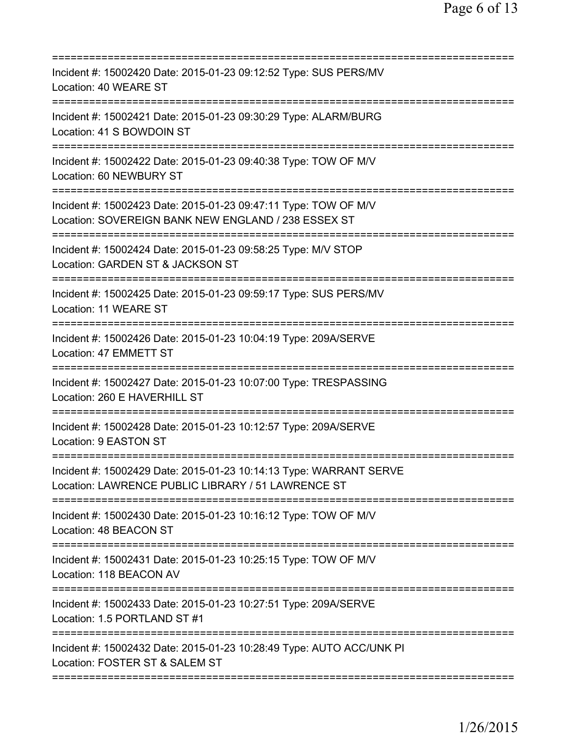===========================================================================
Incident #: 15002420 Date: 2015-01-23 09:12:52 Type: SUS PERS/MV
Location: 40 WEARE ST
===========================================================================
Incident #: 15002421 Date: 2015-01-23 09:30:29 Type: ALARM/BURG
Location: 41 S BOWDOIN ST
===========================================================================
Incident #: 15002422 Date: 2015-01-23 09:40:38 Type: TOW OF M/V
Location: 60 NEWBURY ST
===========================================================================
Incident #: 15002423 Date: 2015-01-23 09:47:11 Type: TOW OF M/V
Location: SOVEREIGN BANK NEW ENGLAND / 238 ESSEX ST
===========================================================================
Incident #: 15002424 Date: 2015-01-23 09:58:25 Type: M/V STOP
Location: GARDEN ST & JACKSON ST
===========================================================================
Incident #: 15002425 Date: 2015-01-23 09:59:17 Type: SUS PERS/MV
Location: 11 WEARE ST
===========================================================================
Incident #: 15002426 Date: 2015-01-23 10:04:19 Type: 209A/SERVE
Location: 47 EMMETT ST
===========================================================================
Incident #: 15002427 Date: 2015-01-23 10:07:00 Type: TRESPASSING
Location: 260 E HAVERHILL ST
===========================================================================
Incident #: 15002428 Date: 2015-01-23 10:12:57 Type: 209A/SERVE
Location: 9 EASTON ST
===========================================================================
Incident #: 15002429 Date: 2015-01-23 10:14:13 Type: WARRANT SERVE
Location: LAWRENCE PUBLIC LIBRARY / 51 LAWRENCE ST
===========================================================================
Incident #: 15002430 Date: 2015-01-23 10:16:12 Type: TOW OF M/V
Location: 48 BEACON ST
===========================================================================
Incident #: 15002431 Date: 2015-01-23 10:25:15 Type: TOW OF M/V
Location: 118 BEACON AV
===========================================================================
Incident #: 15002433 Date: 2015-01-23 10:27:51 Type: 209A/SERVE
Location: 1.5 PORTLAND ST #1
===========================================================================
Incident #: 15002432 Date: 2015-01-23 10:28:49 Type: AUTO ACC/UNK PI
Location: FOSTER ST & SALEM ST
===========================================================================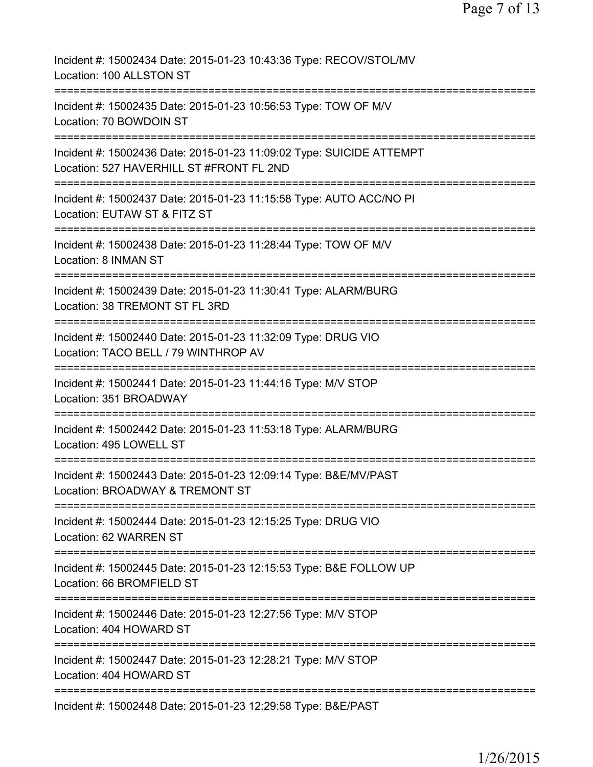Incident #: 15002434 Date: 2015-01-23 10:43:36 Type: RECOV/STOL/MV
Location: 100 ALLSTON ST
===========================================================================
Incident #: 15002435 Date: 2015-01-23 10:56:53 Type: TOW OF M/V
Location: 70 BOWDOIN ST
===========================================================================
Incident #: 15002436 Date: 2015-01-23 11:09:02 Type: SUICIDE ATTEMPT
Location: 527 HAVERHILL ST #FRONT FL 2ND
===========================================================================
Incident #: 15002437 Date: 2015-01-23 11:15:58 Type: AUTO ACC/NO PI
Location: EUTAW ST & FITZ ST
===========================================================================
Incident #: 15002438 Date: 2015-01-23 11:28:44 Type: TOW OF M/V
Location: 8 INMAN ST
===========================================================================
Incident #: 15002439 Date: 2015-01-23 11:30:41 Type: ALARM/BURG
Location: 38 TREMONT ST FL 3RD
===========================================================================
Incident #: 15002440 Date: 2015-01-23 11:32:09 Type: DRUG VIO
Location: TACO BELL / 79 WINTHROP AV
===========================================================================
Incident #: 15002441 Date: 2015-01-23 11:44:16 Type: M/V STOP
Location: 351 BROADWAY
===========================================================================
Incident #: 15002442 Date: 2015-01-23 11:53:18 Type: ALARM/BURG
Location: 495 LOWELL ST
===========================================================================
Incident #: 15002443 Date: 2015-01-23 12:09:14 Type: B&E/MV/PAST
Location: BROADWAY & TREMONT ST
===========================================================================
Incident #: 15002444 Date: 2015-01-23 12:15:25 Type: DRUG VIO
Location: 62 WARREN ST
===========================================================================
Incident #: 15002445 Date: 2015-01-23 12:15:53 Type: B&E FOLLOW UP
Location: 66 BROMFIELD ST
===========================================================================
Incident #: 15002446 Date: 2015-01-23 12:27:56 Type: M/V STOP
Location: 404 HOWARD ST
===========================================================================
Incident #: 15002447 Date: 2015-01-23 12:28:21 Type: M/V STOP
Location: 404 HOWARD ST
===========================================================================
Incident #: 15002448 Date: 2015-01-23 12:29:58 Type: B&E/PAST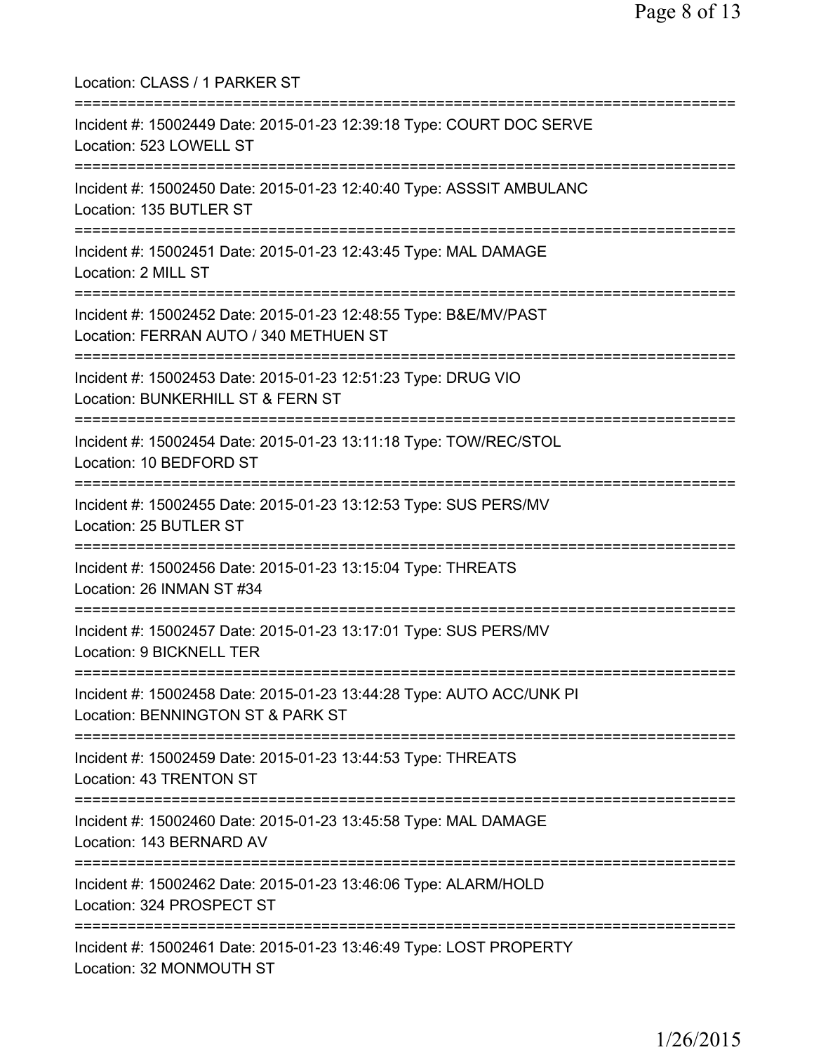Location: CLASS / 1 PARKER ST

===========================================================================

Incident #: 15002449 Date: 2015-01-23 12:39:18 Type: COURT DOC SERVE
Location: 523 LOWELL ST

===========================================================================

Incident #: 15002450 Date: 2015-01-23 12:40:40 Type: ASSSIT AMBULANC
Location: 135 BUTLER ST

===========================================================================

Incident #: 15002451 Date: 2015-01-23 12:43:45 Type: MAL DAMAGE
Location: 2 MILL ST

===========================================================================

Incident #: 15002452 Date: 2015-01-23 12:48:55 Type: B&E/MV/PAST
Location: FERRAN AUTO / 340 METHUEN ST

===========================================================================

Incident #: 15002453 Date: 2015-01-23 12:51:23 Type: DRUG VIO
Location: BUNKERHILL ST & FERN ST

===========================================================================

Incident #: 15002454 Date: 2015-01-23 13:11:18 Type: TOW/REC/STOL
Location: 10 BEDFORD ST

===========================================================================

Incident #: 15002455 Date: 2015-01-23 13:12:53 Type: SUS PERS/MV
Location: 25 BUTLER ST

===========================================================================

Incident #: 15002456 Date: 2015-01-23 13:15:04 Type: THREATS
Location: 26 INMAN ST #34

===========================================================================

Incident #: 15002457 Date: 2015-01-23 13:17:01 Type: SUS PERS/MV
Location: 9 BICKNELL TER

===========================================================================

Incident #: 15002458 Date: 2015-01-23 13:44:28 Type: AUTO ACC/UNK PI
Location: BENNINGTON ST & PARK ST

===========================================================================

Incident #: 15002459 Date: 2015-01-23 13:44:53 Type: THREATS
Location: 43 TRENTON ST

===========================================================================

Incident #: 15002460 Date: 2015-01-23 13:45:58 Type: MAL DAMAGE
Location: 143 BERNARD AV

===========================================================================

Incident #: 15002462 Date: 2015-01-23 13:46:06 Type: ALARM/HOLD
Location: 324 PROSPECT ST

===========================================================================

Incident #: 15002461 Date: 2015-01-23 13:46:49 Type: LOST PROPERTY
Location: 32 MONMOUTH ST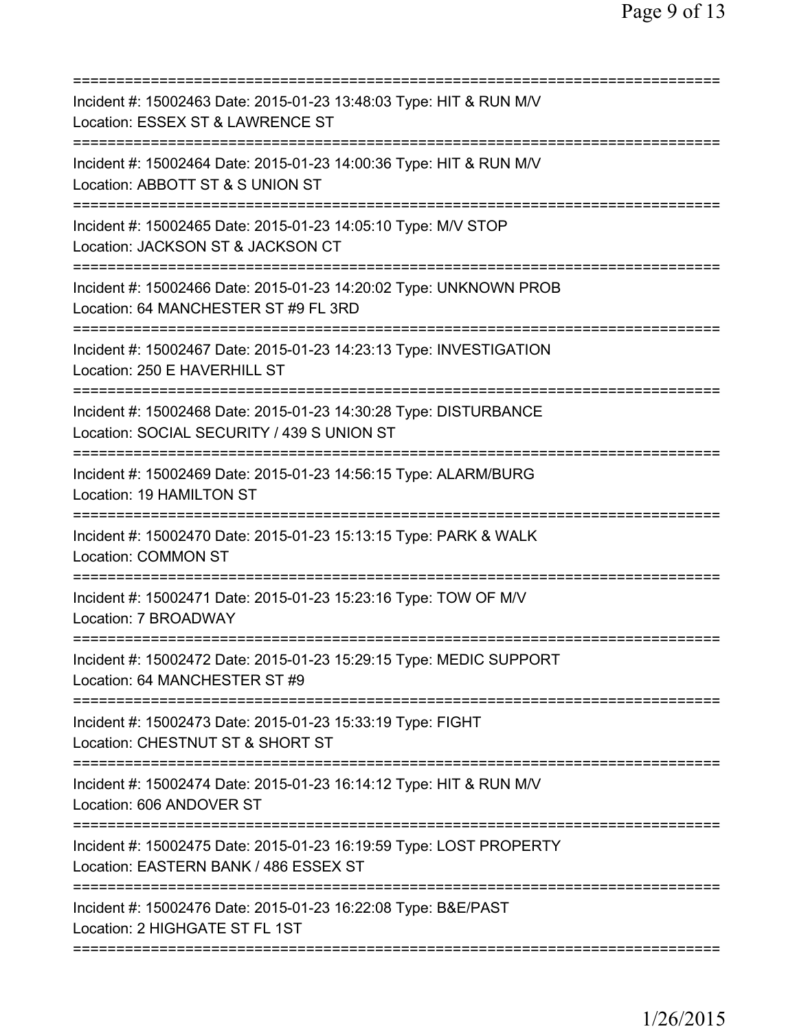==============================================================================
Incident #: 15002463 Date: 2015-01-23 13:48:03 Type: HIT & RUN M/V
Location: ESSEX ST & LAWRENCE ST
==============================================================================
Incident #: 15002464 Date: 2015-01-23 14:00:36 Type: HIT & RUN M/V
Location: ABBOTT ST & S UNION ST
==============================================================================
Incident #: 15002465 Date: 2015-01-23 14:05:10 Type: M/V STOP
Location: JACKSON ST & JACKSON CT
==============================================================================
Incident #: 15002466 Date: 2015-01-23 14:20:02 Type: UNKNOWN PROB
Location: 64 MANCHESTER ST #9 FL 3RD
==============================================================================
Incident #: 15002467 Date: 2015-01-23 14:23:13 Type: INVESTIGATION
Location: 250 E HAVERHILL ST
==============================================================================
Incident #: 15002468 Date: 2015-01-23 14:30:28 Type: DISTURBANCE
Location: SOCIAL SECURITY / 439 S UNION ST
==============================================================================
Incident #: 15002469 Date: 2015-01-23 14:56:15 Type: ALARM/BURG
Location: 19 HAMILTON ST
==============================================================================
Incident #: 15002470 Date: 2015-01-23 15:13:15 Type: PARK & WALK
Location: COMMON ST
==============================================================================
Incident #: 15002471 Date: 2015-01-23 15:23:16 Type: TOW OF M/V
Location: 7 BROADWAY
==============================================================================
Incident #: 15002472 Date: 2015-01-23 15:29:15 Type: MEDIC SUPPORT
Location: 64 MANCHESTER ST #9
==============================================================================
Incident #: 15002473 Date: 2015-01-23 15:33:19 Type: FIGHT
Location: CHESTNUT ST & SHORT ST
==============================================================================
Incident #: 15002474 Date: 2015-01-23 16:14:12 Type: HIT & RUN M/V
Location: 606 ANDOVER ST
==============================================================================
Incident #: 15002475 Date: 2015-01-23 16:19:59 Type: LOST PROPERTY
Location: EASTERN BANK / 486 ESSEX ST
==============================================================================
Incident #: 15002476 Date: 2015-01-23 16:22:08 Type: B&E/PAST
Location: 2 HIGHGATE ST FL 1ST
==============================================================================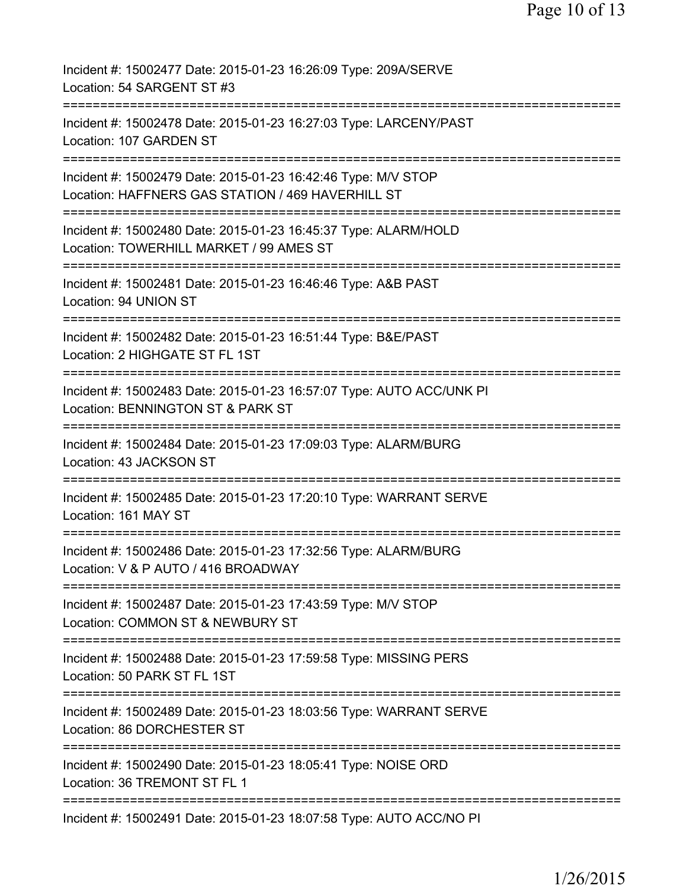Incident #: 15002477 Date: 2015-01-23 16:26:09 Type: 209A/SERVE
Location: 54 SARGENT ST #3

===========================================================================

Incident #: 15002478 Date: 2015-01-23 16:27:03 Type: LARCENY/PAST
Location: 107 GARDEN ST

===========================================================================

Incident #: 15002479 Date: 2015-01-23 16:42:46 Type: M/V STOP
Location: HAFFNERS GAS STATION / 469 HAVERHILL ST

===========================================================================

Incident #: 15002480 Date: 2015-01-23 16:45:37 Type: ALARM/HOLD
Location: TOWERHILL MARKET / 99 AMES ST

===========================================================================

Incident #: 15002481 Date: 2015-01-23 16:46:46 Type: A&B PAST
Location: 94 UNION ST

===========================================================================

Incident #: 15002482 Date: 2015-01-23 16:51:44 Type: B&E/PAST
Location: 2 HIGHGATE ST FL 1ST

===========================================================================

Incident #: 15002483 Date: 2015-01-23 16:57:07 Type: AUTO ACC/UNK PI
Location: BENNINGTON ST & PARK ST

===========================================================================

Incident #: 15002484 Date: 2015-01-23 17:09:03 Type: ALARM/BURG
Location: 43 JACKSON ST

===========================================================================

Incident #: 15002485 Date: 2015-01-23 17:20:10 Type: WARRANT SERVE
Location: 161 MAY ST

===========================================================================

Incident #: 15002486 Date: 2015-01-23 17:32:56 Type: ALARM/BURG
Location: V & P AUTO / 416 BROADWAY

===========================================================================

Incident #: 15002487 Date: 2015-01-23 17:43:59 Type: M/V STOP
Location: COMMON ST & NEWBURY ST

===========================================================================

Incident #: 15002488 Date: 2015-01-23 17:59:58 Type: MISSING PERS
Location: 50 PARK ST FL 1ST

===========================================================================

Incident #: 15002489 Date: 2015-01-23 18:03:56 Type: WARRANT SERVE
Location: 86 DORCHESTER ST

===========================================================================

Incident #: 15002490 Date: 2015-01-23 18:05:41 Type: NOISE ORD
Location: 36 TREMONT ST FL 1

===========================================================================

Incident #: 15002491 Date: 2015-01-23 18:07:58 Type: AUTO ACC/NO PI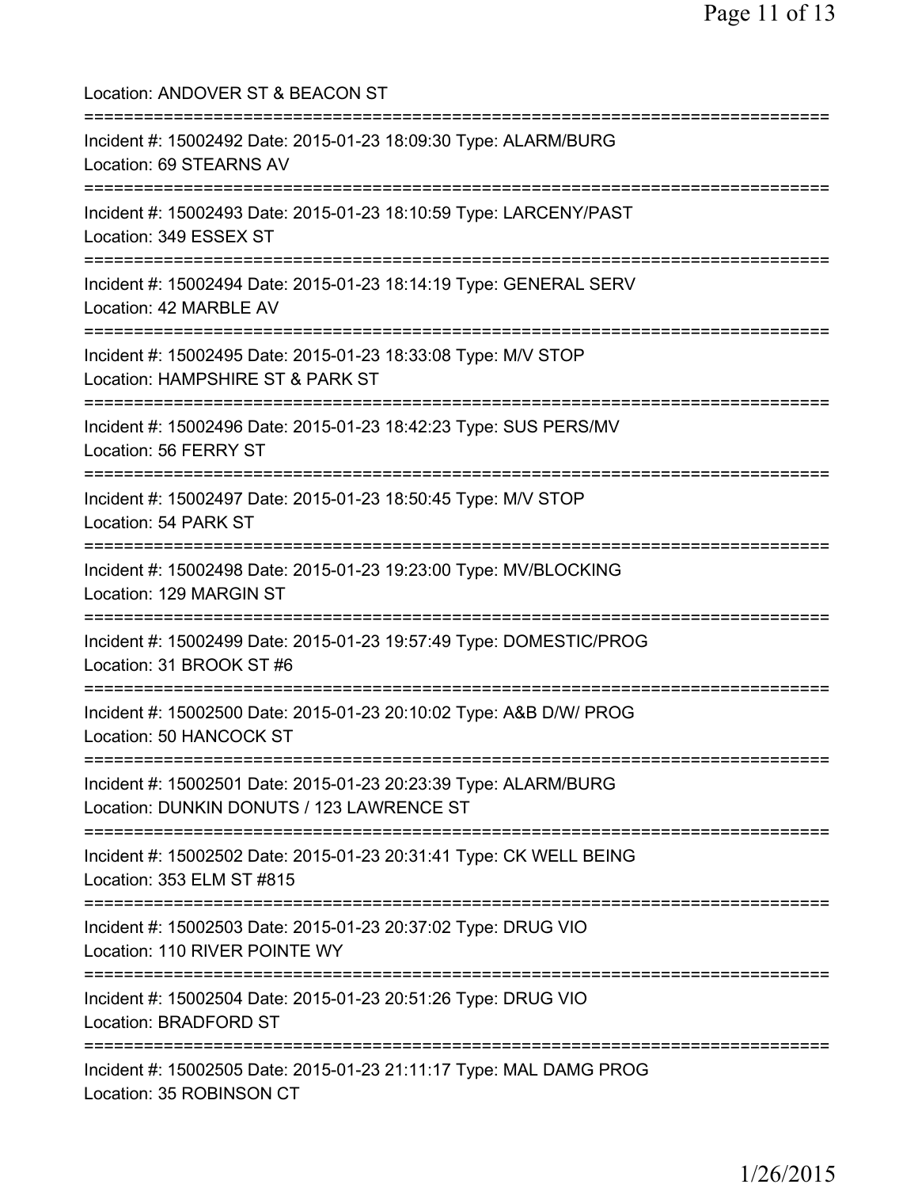Location: ANDOVER ST & BEACON ST

===========================================================================

Incident #: 15002492 Date: 2015-01-23 18:09:30 Type: ALARM/BURG
Location: 69 STEARNS AV

===========================================================================

Incident #: 15002493 Date: 2015-01-23 18:10:59 Type: LARCENY/PAST
Location: 349 ESSEX ST

===========================================================================

Incident #: 15002494 Date: 2015-01-23 18:14:19 Type: GENERAL SERV
Location: 42 MARBLE AV

===========================================================================

Incident #: 15002495 Date: 2015-01-23 18:33:08 Type: M/V STOP
Location: HAMPSHIRE ST & PARK ST

===========================================================================

Incident #: 15002496 Date: 2015-01-23 18:42:23 Type: SUS PERS/MV
Location: 56 FERRY ST

===========================================================================

Incident #: 15002497 Date: 2015-01-23 18:50:45 Type: M/V STOP
Location: 54 PARK ST

===========================================================================

Incident #: 15002498 Date: 2015-01-23 19:23:00 Type: MV/BLOCKING
Location: 129 MARGIN ST

===========================================================================

Incident #: 15002499 Date: 2015-01-23 19:57:49 Type: DOMESTIC/PROG
Location: 31 BROOK ST #6

===========================================================================

Incident #: 15002500 Date: 2015-01-23 20:10:02 Type: A&B D/W/ PROG
Location: 50 HANCOCK ST

===========================================================================

Incident #: 15002501 Date: 2015-01-23 20:23:39 Type: ALARM/BURG
Location: DUNKIN DONUTS / 123 LAWRENCE ST

===========================================================================

Incident #: 15002502 Date: 2015-01-23 20:31:41 Type: CK WELL BEING
Location: 353 ELM ST #815

===========================================================================

Incident #: 15002503 Date: 2015-01-23 20:37:02 Type: DRUG VIO
Location: 110 RIVER POINTE WY

===========================================================================

Incident #: 15002504 Date: 2015-01-23 20:51:26 Type: DRUG VIO
Location: BRADFORD ST

===========================================================================

Incident #: 15002505 Date: 2015-01-23 21:11:17 Type: MAL DAMG PROG
Location: 35 ROBINSON CT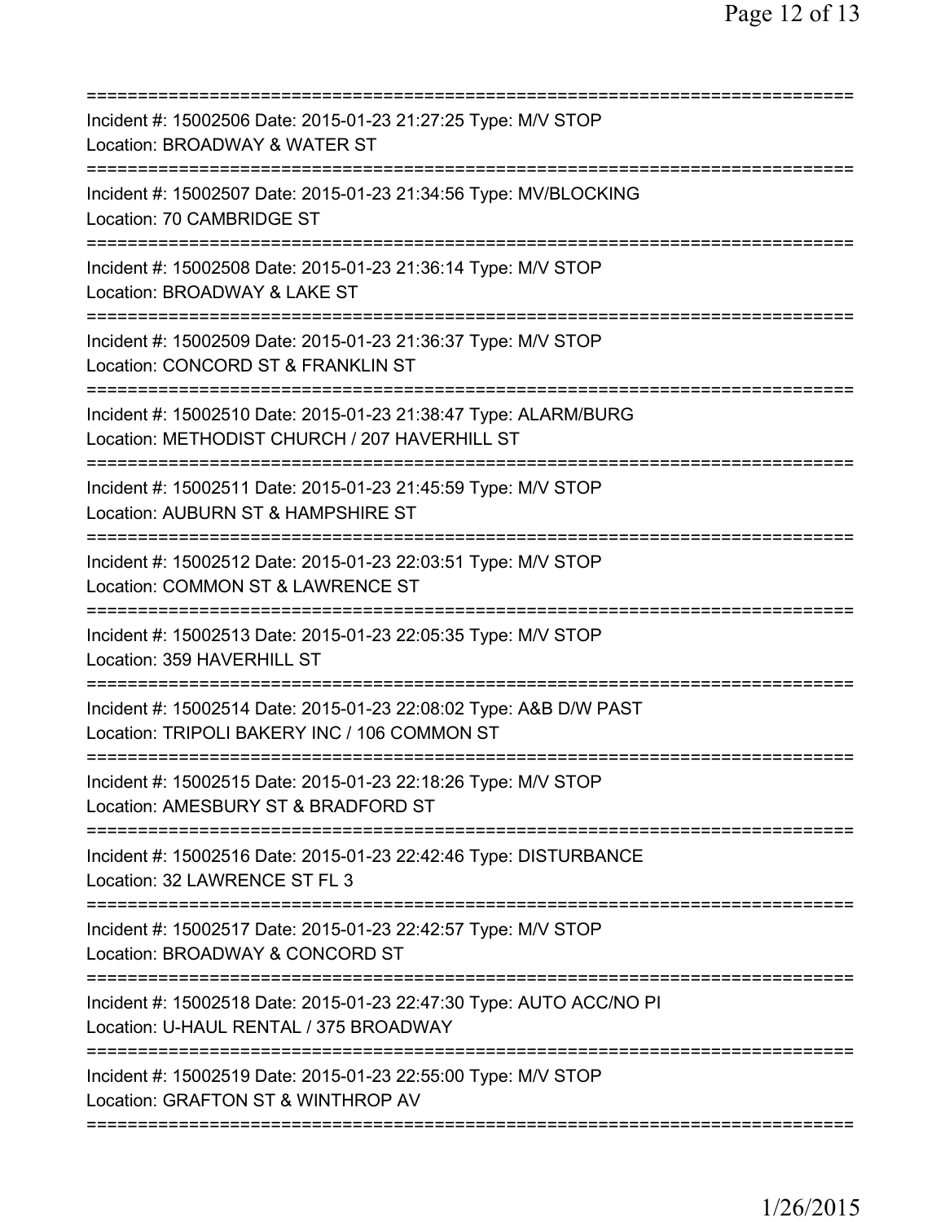===========================================================================

Incident #: 15002506 Date: 2015-01-23 21:27:25 Type: M/V STOP
Location: BROADWAY & WATER ST

===========================================================================

Incident #: 15002507 Date: 2015-01-23 21:34:56 Type: MV/BLOCKING
Location: 70 CAMBRIDGE ST

===========================================================================

Incident #: 15002508 Date: 2015-01-23 21:36:14 Type: M/V STOP
Location: BROADWAY & LAKE ST

===========================================================================

Incident #: 15002509 Date: 2015-01-23 21:36:37 Type: M/V STOP
Location: CONCORD ST & FRANKLIN ST

===========================================================================

Incident #: 15002510 Date: 2015-01-23 21:38:47 Type: ALARM/BURG
Location: METHODIST CHURCH / 207 HAVERHILL ST

===========================================================================

Incident #: 15002511 Date: 2015-01-23 21:45:59 Type: M/V STOP
Location: AUBURN ST & HAMPSHIRE ST

===========================================================================

Incident #: 15002512 Date: 2015-01-23 22:03:51 Type: M/V STOP
Location: COMMON ST & LAWRENCE ST

===========================================================================

Incident #: 15002513 Date: 2015-01-23 22:05:35 Type: M/V STOP
Location: 359 HAVERHILL ST

===========================================================================

Incident #: 15002514 Date: 2015-01-23 22:08:02 Type: A&B D/W PAST
Location: TRIPOLI BAKERY INC / 106 COMMON ST

===========================================================================

Incident #: 15002515 Date: 2015-01-23 22:18:26 Type: M/V STOP
Location: AMESBURY ST & BRADFORD ST

===========================================================================

Incident #: 15002516 Date: 2015-01-23 22:42:46 Type: DISTURBANCE
Location: 32 LAWRENCE ST FL 3

===========================================================================

Incident #: 15002517 Date: 2015-01-23 22:42:57 Type: M/V STOP
Location: BROADWAY & CONCORD ST

===========================================================================

Incident #: 15002518 Date: 2015-01-23 22:47:30 Type: AUTO ACC/NO PI
Location: U-HAUL RENTAL / 375 BROADWAY

===========================================================================

Incident #: 15002519 Date: 2015-01-23 22:55:00 Type: M/V STOP
Location: GRAFTON ST & WINTHROP AV

===========================================================================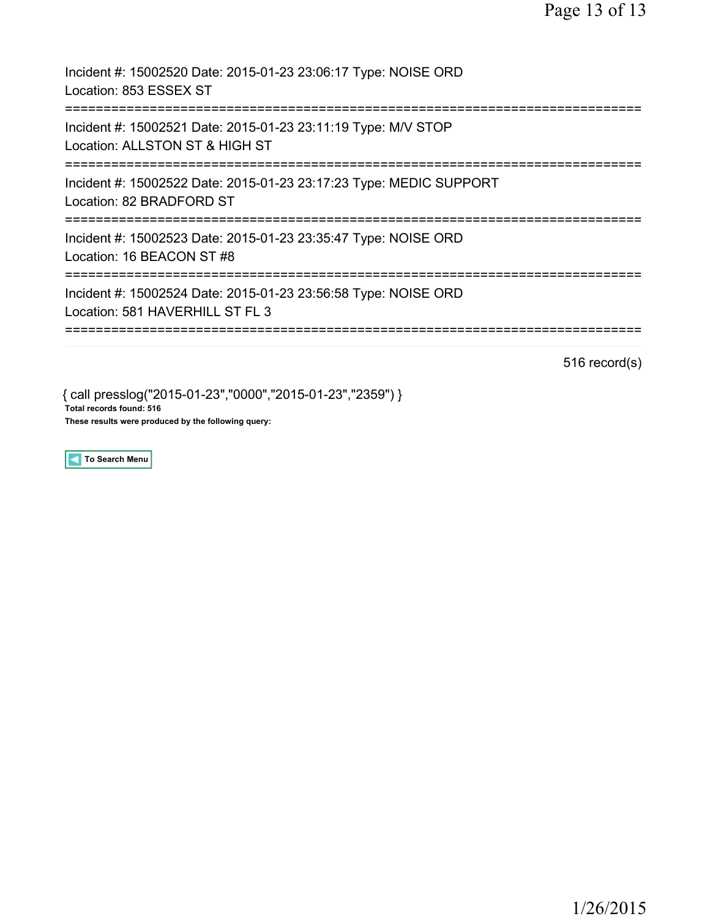Incident #: 15002520 Date: 2015-01-23 23:06:17 Type: NOISE ORD
Location: 853 ESSEX ST

===========================================================================

Incident #: 15002521 Date: 2015-01-23 23:11:19 Type: M/V STOP
Location: ALLSTON ST & HIGH ST

===========================================================================

Incident #: 15002522 Date: 2015-01-23 23:17:23 Type: MEDIC SUPPORT
Location: 82 BRADFORD ST

===========================================================================

Incident #: 15002523 Date: 2015-01-23 23:35:47 Type: NOISE ORD
Location: 16 BEACON ST #8

===========================================================================

Incident #: 15002524 Date: 2015-01-23 23:56:58 Type: NOISE ORD
Location: 581 HAVERHILL ST FL 3

===========================================================================

516 record(s)

{ call presslog("2015-01-23","0000","2015-01-23","2359") }

**Total records found: 516**

**These results were produced by the following query:**

To Search Menu